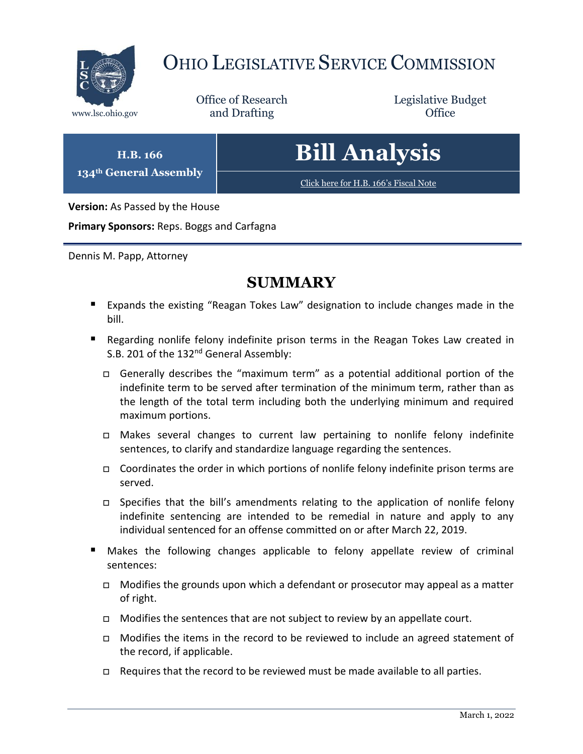# OHIO LEGISLATIVE SERVICE COMMISSION

www.lsc.ohio.gov

Office of Research and Drafting

Legislative Budget Office

**H.B. 166**
**134th General Assembly**

# Bill Analysis

Click here for H.B. 166's Fiscal Note

**Version:** As Passed by the House

**Primary Sponsors:** Reps. Boggs and Carfagna

Dennis M. Papp, Attorney

## SUMMARY

- Expands the existing "Reagan Tokes Law" designation to include changes made in the bill.
- Regarding nonlife felony indefinite prison terms in the Reagan Tokes Law created in S.B. 201 of the 132nd General Assembly:
  - Generally describes the "maximum term" as a potential additional portion of the indefinite term to be served after termination of the minimum term, rather than as the length of the total term including both the underlying minimum and required maximum portions.
  - Makes several changes to current law pertaining to nonlife felony indefinite sentences, to clarify and standardize language regarding the sentences.
  - Coordinates the order in which portions of nonlife felony indefinite prison terms are served.
  - Specifies that the bill's amendments relating to the application of nonlife felony indefinite sentencing are intended to be remedial in nature and apply to any individual sentenced for an offense committed on or after March 22, 2019.
- Makes the following changes applicable to felony appellate review of criminal sentences:
  - Modifies the grounds upon which a defendant or prosecutor may appeal as a matter of right.
  - Modifies the sentences that are not subject to review by an appellate court.
  - Modifies the items in the record to be reviewed to include an agreed statement of the record, if applicable.
  - Requires that the record to be reviewed must be made available to all parties.

March 1, 2022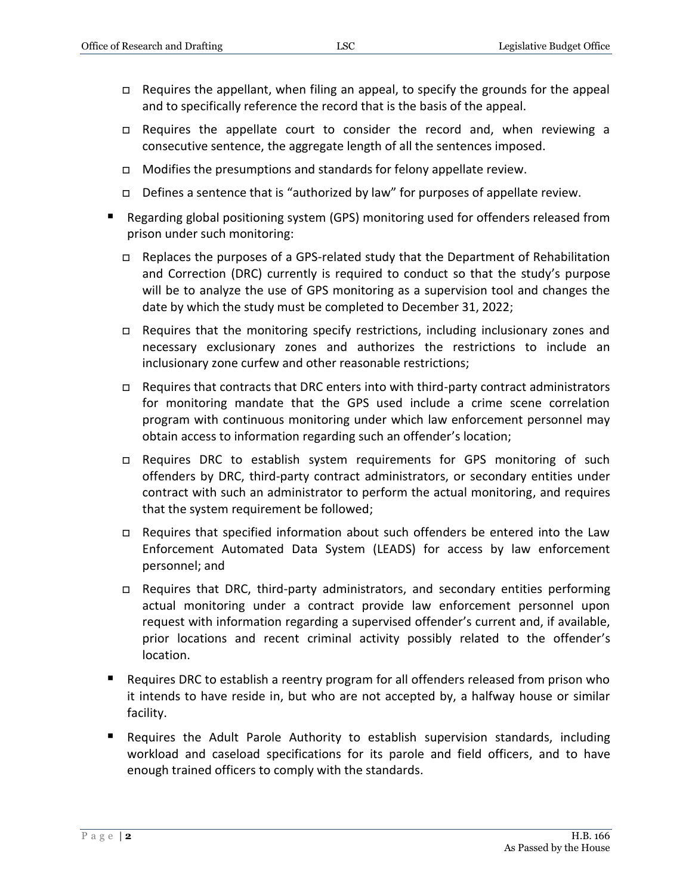- Requires the appellant, when filing an appeal, to specify the grounds for the appeal and to specifically reference the record that is the basis of the appeal.
  - Requires the appellate court to consider the record and, when reviewing a consecutive sentence, the aggregate length of all the sentences imposed.
  - Modifies the presumptions and standards for felony appellate review.
  - Defines a sentence that is "authorized by law" for purposes of appellate review.
- Regarding global positioning system (GPS) monitoring used for offenders released from prison under such monitoring:
  - Replaces the purposes of a GPS-related study that the Department of Rehabilitation and Correction (DRC) currently is required to conduct so that the study's purpose will be to analyze the use of GPS monitoring as a supervision tool and changes the date by which the study must be completed to December 31, 2022;
  - Requires that the monitoring specify restrictions, including inclusionary zones and necessary exclusionary zones and authorizes the restrictions to include an inclusionary zone curfew and other reasonable restrictions;
  - Requires that contracts that DRC enters into with third-party contract administrators for monitoring mandate that the GPS used include a crime scene correlation program with continuous monitoring under which law enforcement personnel may obtain access to information regarding such an offender's location;
  - Requires DRC to establish system requirements for GPS monitoring of such offenders by DRC, third-party contract administrators, or secondary entities under contract with such an administrator to perform the actual monitoring, and requires that the system requirement be followed;
  - Requires that specified information about such offenders be entered into the Law Enforcement Automated Data System (LEADS) for access by law enforcement personnel; and
  - Requires that DRC, third-party administrators, and secondary entities performing actual monitoring under a contract provide law enforcement personnel upon request with information regarding a supervised offender's current and, if available, prior locations and recent criminal activity possibly related to the offender's location.
- Requires DRC to establish a reentry program for all offenders released from prison who it intends to have reside in, but who are not accepted by, a halfway house or similar facility.
- Requires the Adult Parole Authority to establish supervision standards, including workload and caseload specifications for its parole and field officers, and to have enough trained officers to comply with the standards.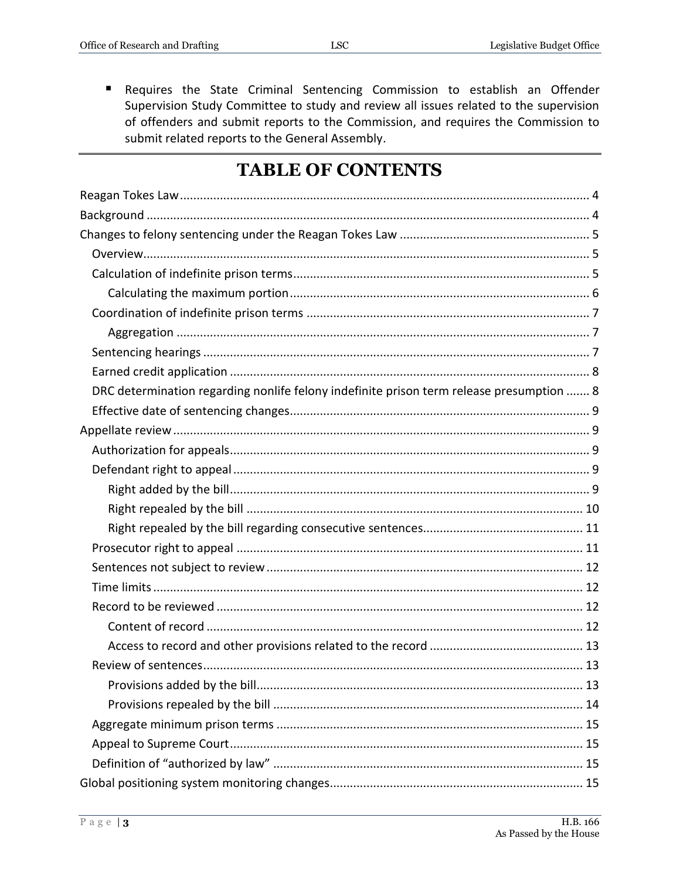- Requires the State Criminal Sentencing Commission to establish an Offender Supervision Study Committee to study and review all issues related to the supervision of offenders and submit reports to the Commission, and requires the Commission to submit related reports to the General Assembly.

# TABLE OF CONTENTS

Reagan Tokes Law ........................................................................................................ 4
Background .................................................................................................................. 4
Changes to felony sentencing under the Reagan Tokes Law ......................................... 5
 Overview.................................................................................................................... 5
 Calculation of indefinite prison terms ........................................................................ 5
  Calculating the maximum portion ......................................................................... 6
 Coordination of indefinite prison terms ..................................................................... 7
  Aggregation ........................................................................................................... 7
 Sentencing hearings ................................................................................................... 7
 Earned credit application ........................................................................................... 8
 DRC determination regarding nonlife felony indefinite prison term release presumption ....... 8
 Effective date of sentencing changes......................................................................... 9
Appellate review ........................................................................................................... 9
 Authorization for appeals........................................................................................... 9
 Defendant right to appeal .......................................................................................... 9
  Right added by the bill........................................................................................... 9
  Right repealed by the bill ..................................................................................... 10
  Right repealed by the bill regarding consecutive sentences................................ 11
 Prosecutor right to appeal ....................................................................................... 11
 Sentences not subject to review .............................................................................. 12
 Time limits ................................................................................................................ 12
 Record to be reviewed ............................................................................................. 12
  Content of record ................................................................................................ 12
  Access to record and other provisions related to the record .............................. 13
 Review of sentences................................................................................................. 13
  Provisions added by the bill................................................................................. 13
  Provisions repealed by the bill ............................................................................ 14
 Aggregate minimum prison terms ........................................................................... 15
 Appeal to Supreme Court......................................................................................... 15
 Definition of "authorized by law" ............................................................................ 15
Global positioning system monitoring changes........................................................... 15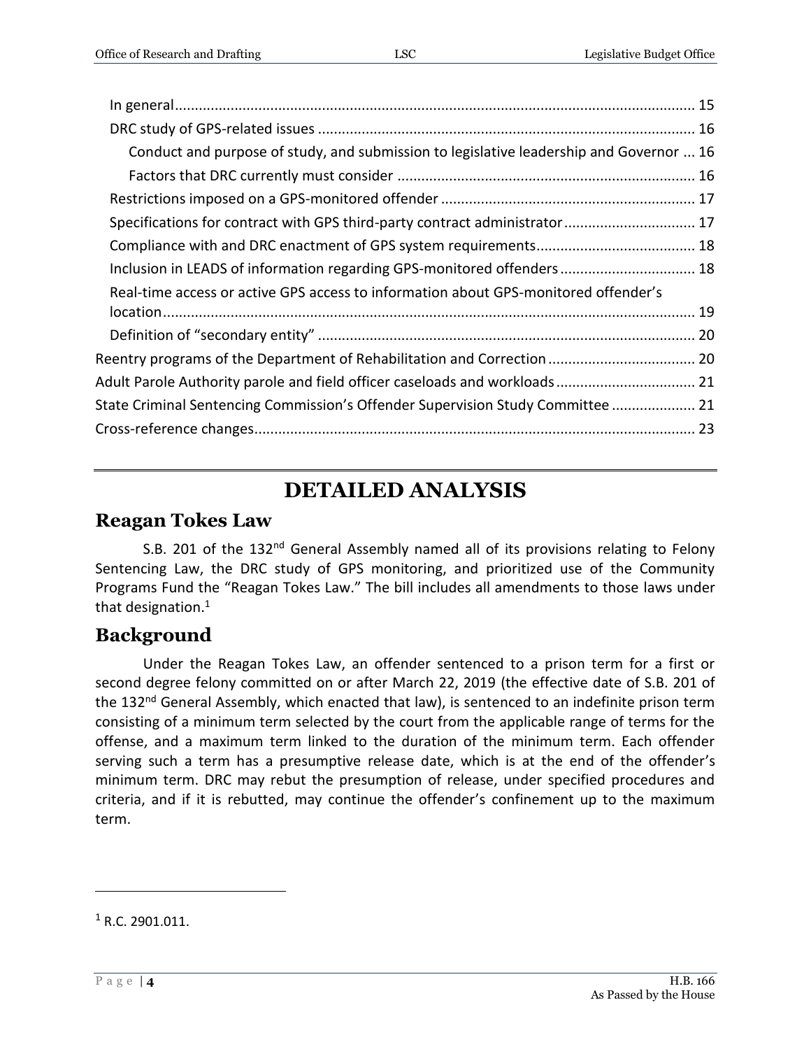In general .................................................................................................................. 15

DRC study of GPS-related issues ............................................................................................ 16

Conduct and purpose of study, and submission to legislative leadership and Governor ... 16

Factors that DRC currently must consider .......................................................................... 16

Restrictions imposed on a GPS-monitored offender ............................................................... 17

Specifications for contract with GPS third-party contract administrator ................................ 17

Compliance with and DRC enactment of GPS system requirements........................................ 18

Inclusion in LEADS of information regarding GPS-monitored offenders .................................. 18

Real-time access or active GPS access to information about GPS-monitored offender's location ..................................................................................................................... 19

Definition of "secondary entity" .............................................................................................. 20

Reentry programs of the Department of Rehabilitation and Correction ..................................... 20

Adult Parole Authority parole and field officer caseloads and workloads ................................... 21

State Criminal Sentencing Commission's Offender Supervision Study Committee ..................... 21

Cross-reference changes.............................................................................................................. 23

# DETAILED ANALYSIS

## Reagan Tokes Law

S.B. 201 of the 132nd General Assembly named all of its provisions relating to Felony Sentencing Law, the DRC study of GPS monitoring, and prioritized use of the Community Programs Fund the "Reagan Tokes Law." The bill includes all amendments to those laws under that designation.[1]

## Background

Under the Reagan Tokes Law, an offender sentenced to a prison term for a first or second degree felony committed on or after March 22, 2019 (the effective date of S.B. 201 of the 132nd General Assembly, which enacted that law), is sentenced to an indefinite prison term consisting of a minimum term selected by the court from the applicable range of terms for the offense, and a maximum term linked to the duration of the minimum term. Each offender serving such a term has a presumptive release date, which is at the end of the offender's minimum term. DRC may rebut the presumption of release, under specified procedures and criteria, and if it is rebutted, may continue the offender's confinement up to the maximum term.

---

[1] R.C. 2901.011.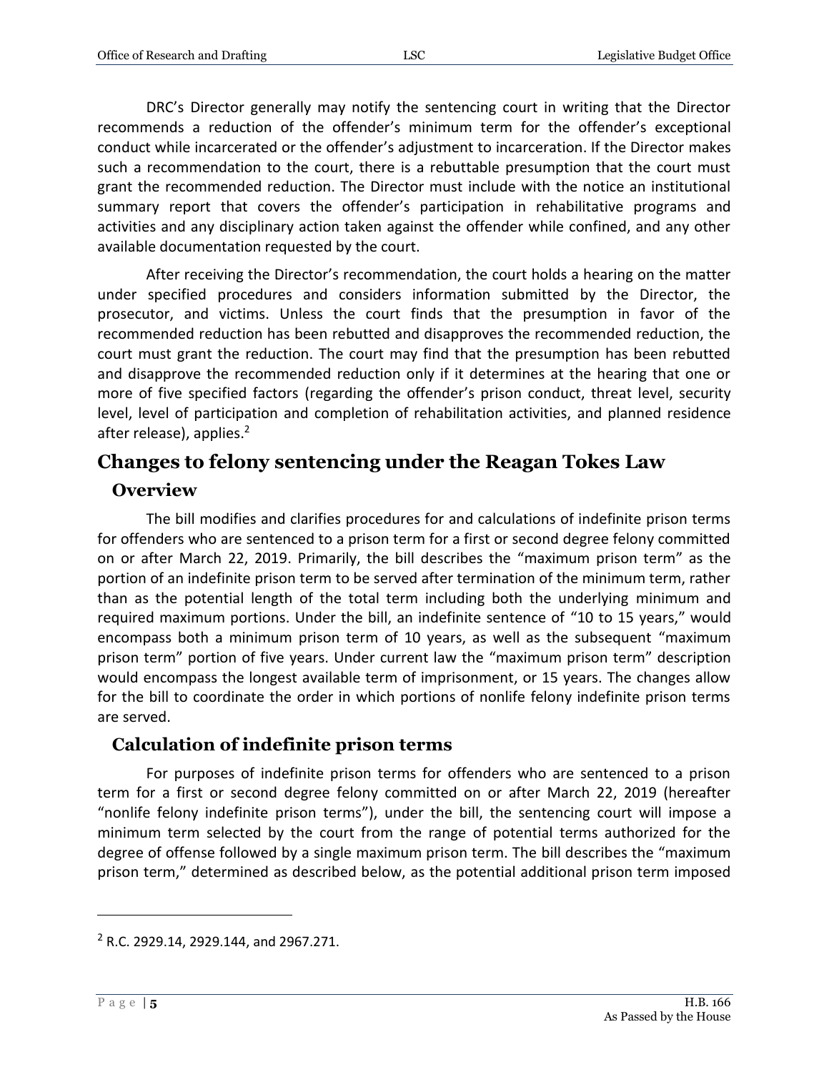DRC's Director generally may notify the sentencing court in writing that the Director recommends a reduction of the offender's minimum term for the offender's exceptional conduct while incarcerated or the offender's adjustment to incarceration. If the Director makes such a recommendation to the court, there is a rebuttable presumption that the court must grant the recommended reduction. The Director must include with the notice an institutional summary report that covers the offender's participation in rehabilitative programs and activities and any disciplinary action taken against the offender while confined, and any other available documentation requested by the court.

After receiving the Director's recommendation, the court holds a hearing on the matter under specified procedures and considers information submitted by the Director, the prosecutor, and victims. Unless the court finds that the presumption in favor of the recommended reduction has been rebutted and disapproves the recommended reduction, the court must grant the reduction. The court may find that the presumption has been rebutted and disapprove the recommended reduction only if it determines at the hearing that one or more of five specified factors (regarding the offender's prison conduct, threat level, security level, level of participation and completion of rehabilitation activities, and planned residence after release), applies.[2]

## Changes to felony sentencing under the Reagan Tokes Law

### Overview

The bill modifies and clarifies procedures for and calculations of indefinite prison terms for offenders who are sentenced to a prison term for a first or second degree felony committed on or after March 22, 2019. Primarily, the bill describes the "maximum prison term" as the portion of an indefinite prison term to be served after termination of the minimum term, rather than as the potential length of the total term including both the underlying minimum and required maximum portions. Under the bill, an indefinite sentence of "10 to 15 years," would encompass both a minimum prison term of 10 years, as well as the subsequent "maximum prison term" portion of five years. Under current law the "maximum prison term" description would encompass the longest available term of imprisonment, or 15 years. The changes allow for the bill to coordinate the order in which portions of nonlife felony indefinite prison terms are served.

### Calculation of indefinite prison terms

For purposes of indefinite prison terms for offenders who are sentenced to a prison term for a first or second degree felony committed on or after March 22, 2019 (hereafter "nonlife felony indefinite prison terms"), under the bill, the sentencing court will impose a minimum term selected by the court from the range of potential terms authorized for the degree of offense followed by a single maximum prison term. The bill describes the "maximum prison term," determined as described below, as the potential additional prison term imposed

---

[2] R.C. 2929.14, 2929.144, and 2967.271.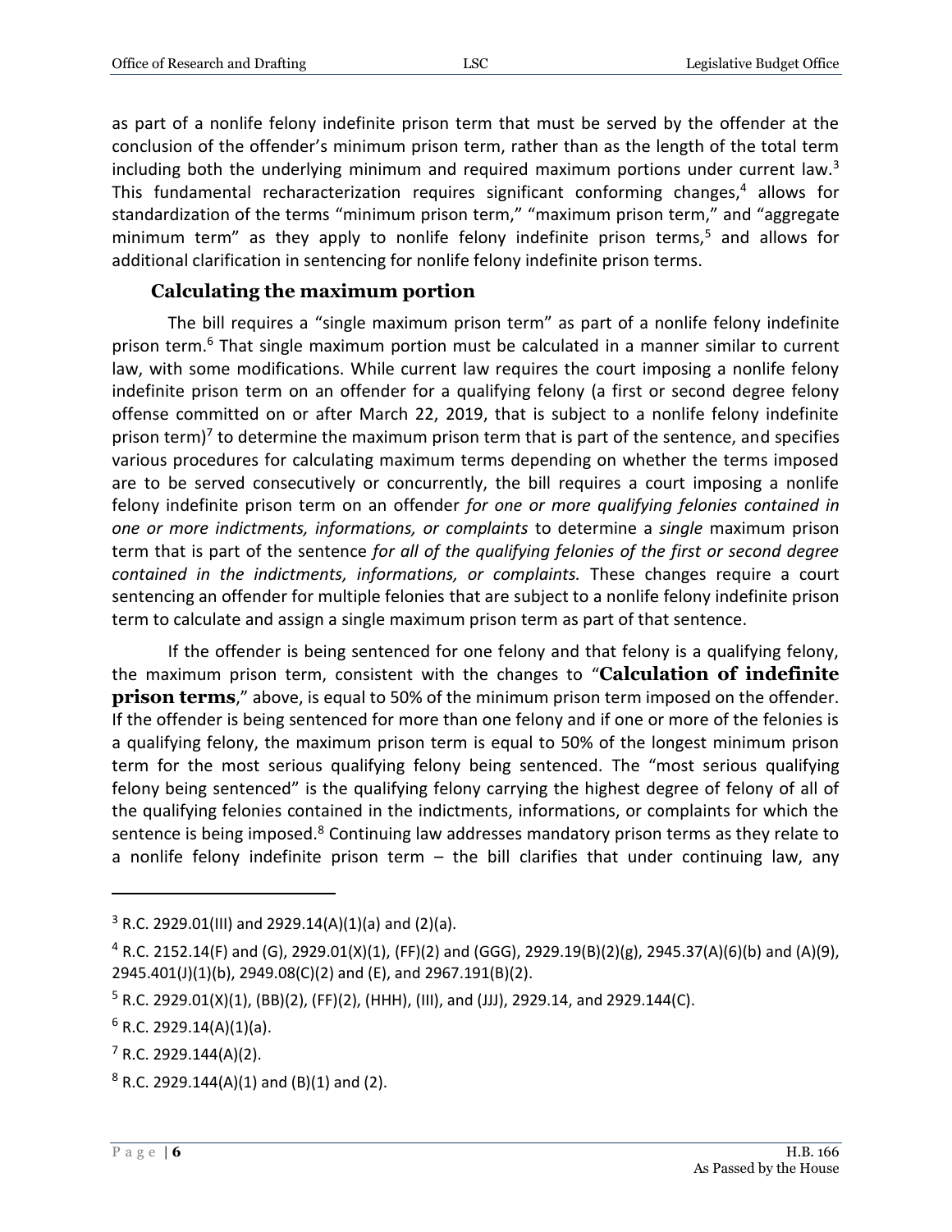as part of a nonlife felony indefinite prison term that must be served by the offender at the conclusion of the offender's minimum prison term, rather than as the length of the total term including both the underlying minimum and required maximum portions under current law.[3] This fundamental recharacterization requires significant conforming changes,[4] allows for standardization of the terms "minimum prison term," "maximum prison term," and "aggregate minimum term" as they apply to nonlife felony indefinite prison terms,[5] and allows for additional clarification in sentencing for nonlife felony indefinite prison terms.

### Calculating the maximum portion

The bill requires a "single maximum prison term" as part of a nonlife felony indefinite prison term.[6] That single maximum portion must be calculated in a manner similar to current law, with some modifications. While current law requires the court imposing a nonlife felony indefinite prison term on an offender for a qualifying felony (a first or second degree felony offense committed on or after March 22, 2019, that is subject to a nonlife felony indefinite prison term)[7] to determine the maximum prison term that is part of the sentence, and specifies various procedures for calculating maximum terms depending on whether the terms imposed are to be served consecutively or concurrently, the bill requires a court imposing a nonlife felony indefinite prison term on an offender *for one or more qualifying felonies contained in one or more indictments, informations, or complaints* to determine a *single* maximum prison term that is part of the sentence *for all of the qualifying felonies of the first or second degree contained in the indictments, informations, or complaints.* These changes require a court sentencing an offender for multiple felonies that are subject to a nonlife felony indefinite prison term to calculate and assign a single maximum prison term as part of that sentence.

If the offender is being sentenced for one felony and that felony is a qualifying felony, the maximum prison term, consistent with the changes to "**Calculation of indefinite prison terms**," above, is equal to 50% of the minimum prison term imposed on the offender. If the offender is being sentenced for more than one felony and if one or more of the felonies is a qualifying felony, the maximum prison term is equal to 50% of the longest minimum prison term for the most serious qualifying felony being sentenced. The "most serious qualifying felony being sentenced" is the qualifying felony carrying the highest degree of felony of all of the qualifying felonies contained in the indictments, informations, or complaints for which the sentence is being imposed.[8] Continuing law addresses mandatory prison terms as they relate to a nonlife felony indefinite prison term – the bill clarifies that under continuing law, any

---

[3] R.C. 2929.01(III) and 2929.14(A)(1)(a) and (2)(a).

[4] R.C. 2152.14(F) and (G), 2929.01(X)(1), (FF)(2) and (GGG), 2929.19(B)(2)(g), 2945.37(A)(6)(b) and (A)(9), 2945.401(J)(1)(b), 2949.08(C)(2) and (E), and 2967.191(B)(2).

[5] R.C. 2929.01(X)(1), (BB)(2), (FF)(2), (HHH), (III), and (JJJ), 2929.14, and 2929.144(C).

[6] R.C. 2929.14(A)(1)(a).

[7] R.C. 2929.144(A)(2).

[8] R.C. 2929.144(A)(1) and (B)(1) and (2).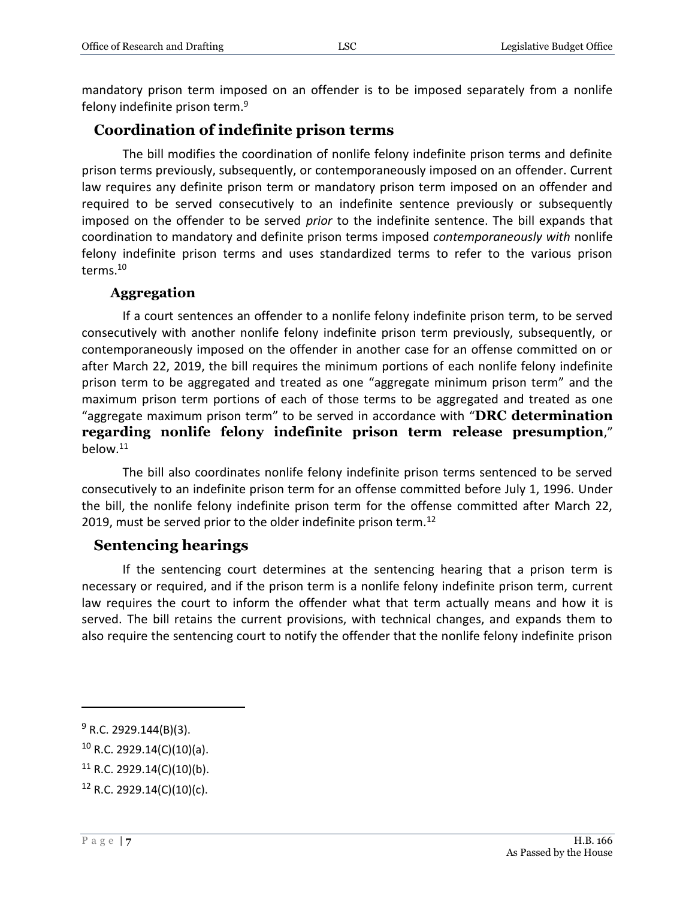mandatory prison term imposed on an offender is to be imposed separately from a nonlife felony indefinite prison term.[9]

## Coordination of indefinite prison terms

The bill modifies the coordination of nonlife felony indefinite prison terms and definite prison terms previously, subsequently, or contemporaneously imposed on an offender. Current law requires any definite prison term or mandatory prison term imposed on an offender and required to be served consecutively to an indefinite sentence previously or subsequently imposed on the offender to be served *prior* to the indefinite sentence. The bill expands that coordination to mandatory and definite prison terms imposed *contemporaneously with* nonlife felony indefinite prison terms and uses standardized terms to refer to the various prison terms.[10]

### Aggregation

If a court sentences an offender to a nonlife felony indefinite prison term, to be served consecutively with another nonlife felony indefinite prison term previously, subsequently, or contemporaneously imposed on the offender in another case for an offense committed on or after March 22, 2019, the bill requires the minimum portions of each nonlife felony indefinite prison term to be aggregated and treated as one "aggregate minimum prison term" and the maximum prison term portions of each of those terms to be aggregated and treated as one "aggregate maximum prison term" to be served in accordance with "**DRC determination regarding nonlife felony indefinite prison term release presumption**," below.[11]

The bill also coordinates nonlife felony indefinite prison terms sentenced to be served consecutively to an indefinite prison term for an offense committed before July 1, 1996. Under the bill, the nonlife felony indefinite prison term for the offense committed after March 22, 2019, must be served prior to the older indefinite prison term.[12]

## Sentencing hearings

If the sentencing court determines at the sentencing hearing that a prison term is necessary or required, and if the prison term is a nonlife felony indefinite prison term, current law requires the court to inform the offender what that term actually means and how it is served. The bill retains the current provisions, with technical changes, and expands them to also require the sentencing court to notify the offender that the nonlife felony indefinite prison

---

[9] R.C. 2929.144(B)(3).

[10] R.C. 2929.14(C)(10)(a).

[11] R.C. 2929.14(C)(10)(b).

[12] R.C. 2929.14(C)(10)(c).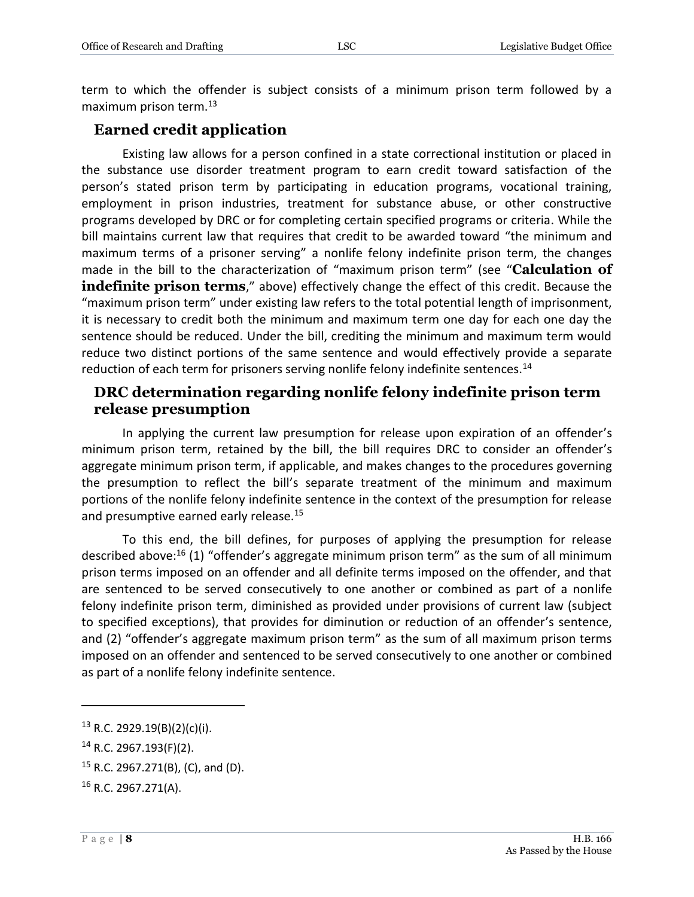term to which the offender is subject consists of a minimum prison term followed by a maximum prison term.[13]

## Earned credit application

Existing law allows for a person confined in a state correctional institution or placed in the substance use disorder treatment program to earn credit toward satisfaction of the person's stated prison term by participating in education programs, vocational training, employment in prison industries, treatment for substance abuse, or other constructive programs developed by DRC or for completing certain specified programs or criteria. While the bill maintains current law that requires that credit to be awarded toward "the minimum and maximum terms of a prisoner serving" a nonlife felony indefinite prison term, the changes made in the bill to the characterization of "maximum prison term" (see "**Calculation of indefinite prison terms**," above) effectively change the effect of this credit. Because the "maximum prison term" under existing law refers to the total potential length of imprisonment, it is necessary to credit both the minimum and maximum term one day for each one day the sentence should be reduced. Under the bill, crediting the minimum and maximum term would reduce two distinct portions of the same sentence and would effectively provide a separate reduction of each term for prisoners serving nonlife felony indefinite sentences.[14]

## DRC determination regarding nonlife felony indefinite prison term release presumption

In applying the current law presumption for release upon expiration of an offender's minimum prison term, retained by the bill, the bill requires DRC to consider an offender's aggregate minimum prison term, if applicable, and makes changes to the procedures governing the presumption to reflect the bill's separate treatment of the minimum and maximum portions of the nonlife felony indefinite sentence in the context of the presumption for release and presumptive earned early release.[15]

To this end, the bill defines, for purposes of applying the presumption for release described above:[16] (1) "offender's aggregate minimum prison term" as the sum of all minimum prison terms imposed on an offender and all definite terms imposed on the offender, and that are sentenced to be served consecutively to one another or combined as part of a nonlife felony indefinite prison term, diminished as provided under provisions of current law (subject to specified exceptions), that provides for diminution or reduction of an offender's sentence, and (2) "offender's aggregate maximum prison term" as the sum of all maximum prison terms imposed on an offender and sentenced to be served consecutively to one another or combined as part of a nonlife felony indefinite sentence.

---

[13] R.C. 2929.19(B)(2)(c)(i).

[14] R.C. 2967.193(F)(2).

[15] R.C. 2967.271(B), (C), and (D).

[16] R.C. 2967.271(A).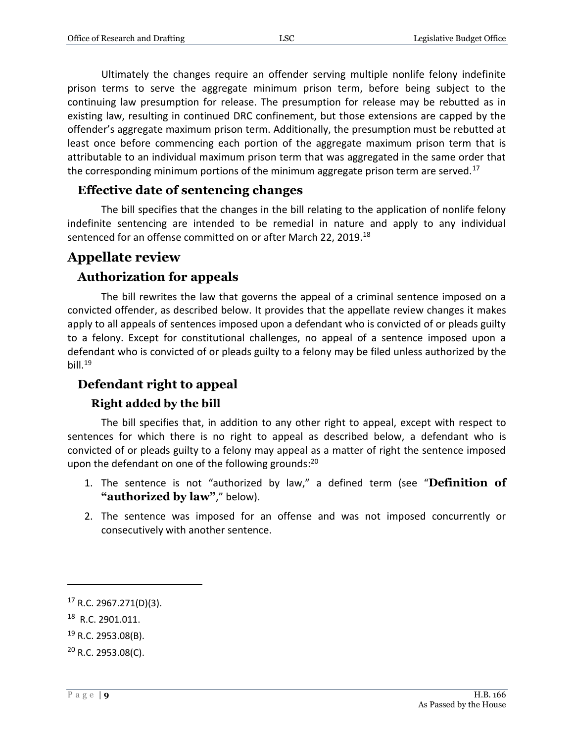Ultimately the changes require an offender serving multiple nonlife felony indefinite prison terms to serve the aggregate minimum prison term, before being subject to the continuing law presumption for release. The presumption for release may be rebutted as in existing law, resulting in continued DRC confinement, but those extensions are capped by the offender's aggregate maximum prison term. Additionally, the presumption must be rebutted at least once before commencing each portion of the aggregate maximum prison term that is attributable to an individual maximum prison term that was aggregated in the same order that the corresponding minimum portions of the minimum aggregate prison term are served.[17]

### Effective date of sentencing changes

The bill specifies that the changes in the bill relating to the application of nonlife felony indefinite sentencing are intended to be remedial in nature and apply to any individual sentenced for an offense committed on or after March 22, 2019.[18]

## Appellate review

### Authorization for appeals

The bill rewrites the law that governs the appeal of a criminal sentence imposed on a convicted offender, as described below. It provides that the appellate review changes it makes apply to all appeals of sentences imposed upon a defendant who is convicted of or pleads guilty to a felony. Except for constitutional challenges, no appeal of a sentence imposed upon a defendant who is convicted of or pleads guilty to a felony may be filed unless authorized by the bill.[19]

### Defendant right to appeal

#### Right added by the bill

The bill specifies that, in addition to any other right to appeal, except with respect to sentences for which there is no right to appeal as described below, a defendant who is convicted of or pleads guilty to a felony may appeal as a matter of right the sentence imposed upon the defendant on one of the following grounds:[20]

1. The sentence is not "authorized by law," a defined term (see "**Definition of "authorized by law"**," below).
2. The sentence was imposed for an offense and was not imposed concurrently or consecutively with another sentence.

---

[17] R.C. 2967.271(D)(3).

[18] R.C. 2901.011.

[19] R.C. 2953.08(B).

[20] R.C. 2953.08(C).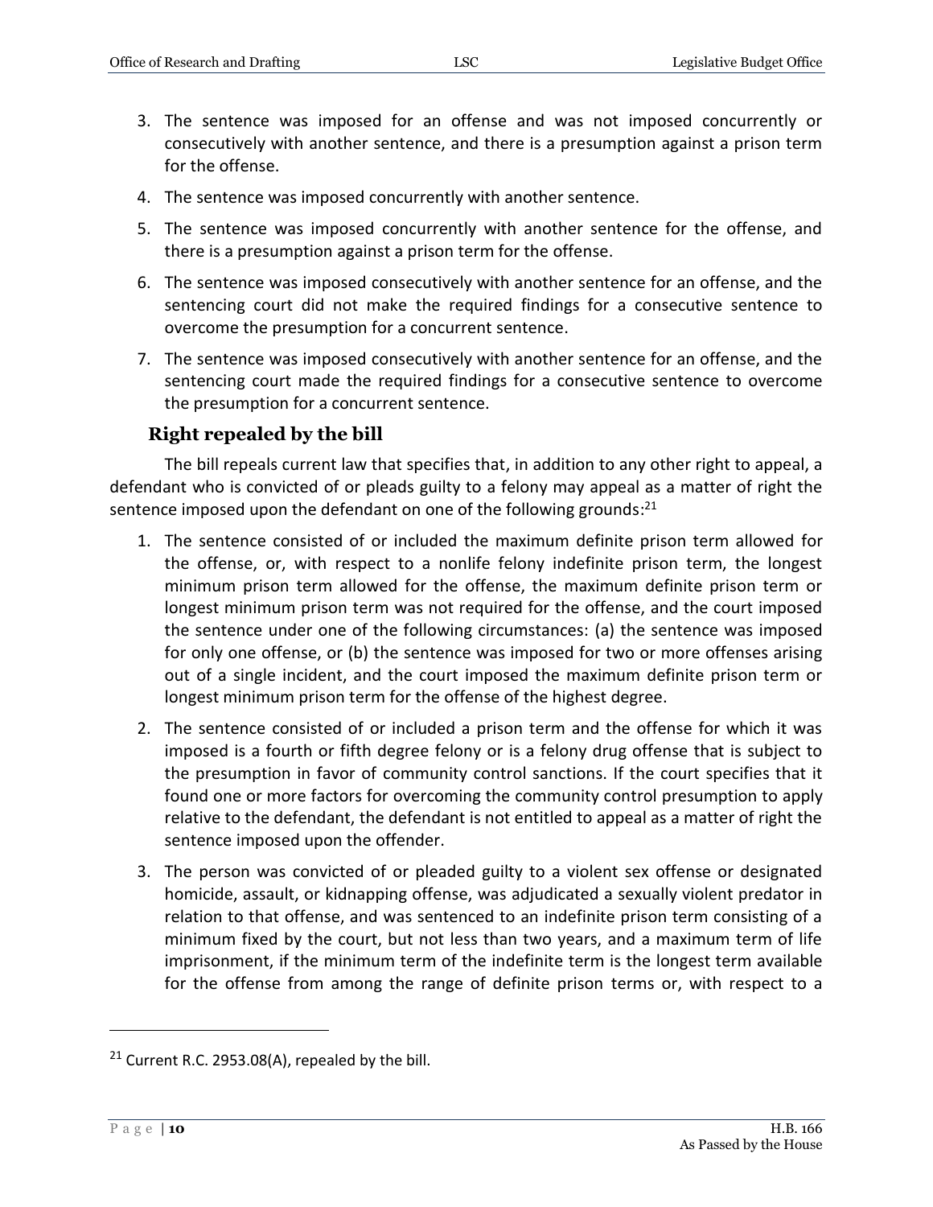3. The sentence was imposed for an offense and was not imposed concurrently or consecutively with another sentence, and there is a presumption against a prison term for the offense.
4. The sentence was imposed concurrently with another sentence.
5. The sentence was imposed concurrently with another sentence for the offense, and there is a presumption against a prison term for the offense.
6. The sentence was imposed consecutively with another sentence for an offense, and the sentencing court did not make the required findings for a consecutive sentence to overcome the presumption for a concurrent sentence.
7. The sentence was imposed consecutively with another sentence for an offense, and the sentencing court made the required findings for a consecutive sentence to overcome the presumption for a concurrent sentence.

### Right repealed by the bill

The bill repeals current law that specifies that, in addition to any other right to appeal, a defendant who is convicted of or pleads guilty to a felony may appeal as a matter of right the sentence imposed upon the defendant on one of the following grounds:[21]

1. The sentence consisted of or included the maximum definite prison term allowed for the offense, or, with respect to a nonlife felony indefinite prison term, the longest minimum prison term allowed for the offense, the maximum definite prison term or longest minimum prison term was not required for the offense, and the court imposed the sentence under one of the following circumstances: (a) the sentence was imposed for only one offense, or (b) the sentence was imposed for two or more offenses arising out of a single incident, and the court imposed the maximum definite prison term or longest minimum prison term for the offense of the highest degree.
2. The sentence consisted of or included a prison term and the offense for which it was imposed is a fourth or fifth degree felony or is a felony drug offense that is subject to the presumption in favor of community control sanctions. If the court specifies that it found one or more factors for overcoming the community control presumption to apply relative to the defendant, the defendant is not entitled to appeal as a matter of right the sentence imposed upon the offender.
3. The person was convicted of or pleaded guilty to a violent sex offense or designated homicide, assault, or kidnapping offense, was adjudicated a sexually violent predator in relation to that offense, and was sentenced to an indefinite prison term consisting of a minimum fixed by the court, but not less than two years, and a maximum term of life imprisonment, if the minimum term of the indefinite term is the longest term available for the offense from among the range of definite prison terms or, with respect to a

[21] Current R.C. 2953.08(A), repealed by the bill.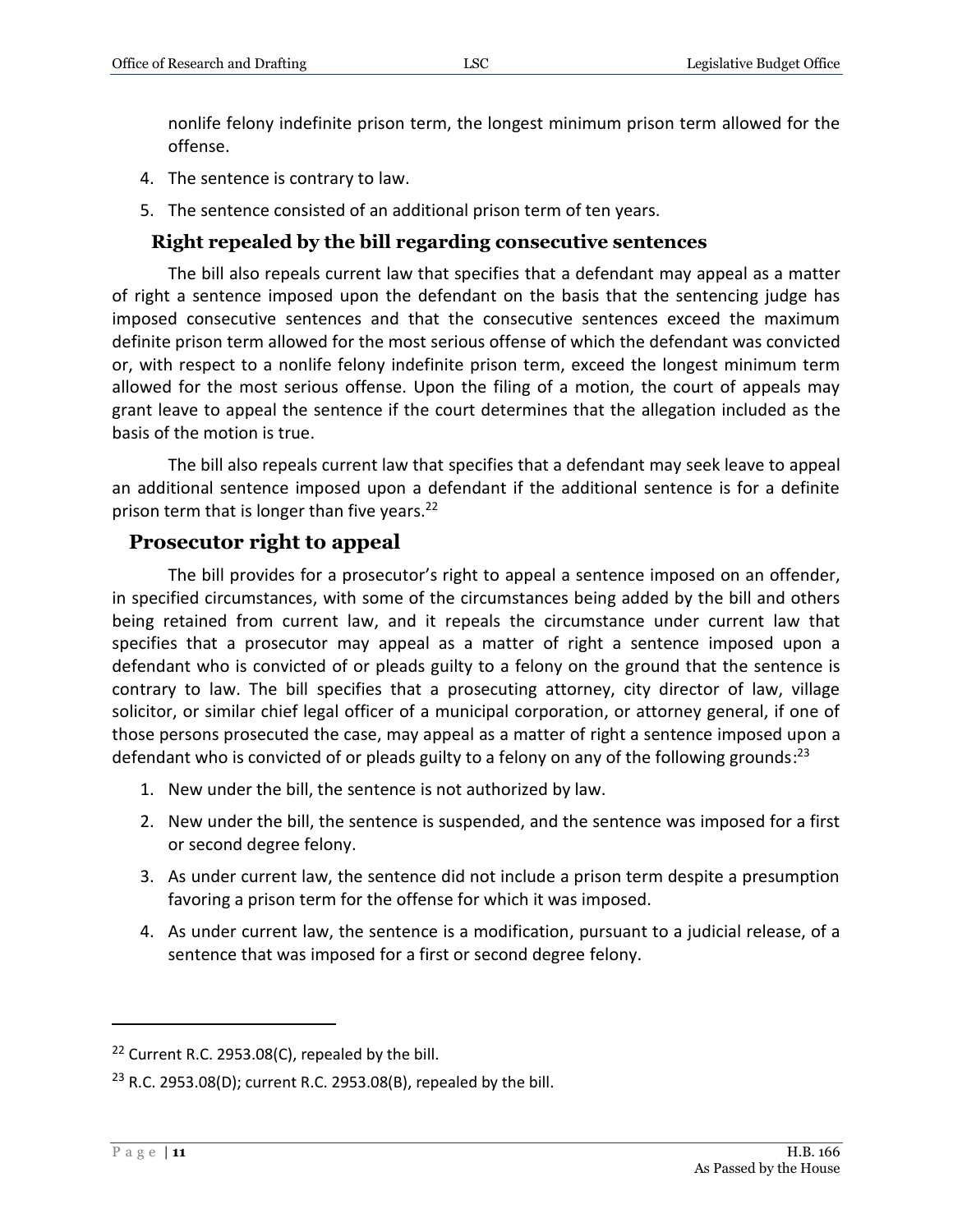nonlife felony indefinite prison term, the longest minimum prison term allowed for the offense.

4. The sentence is contrary to law.
5. The sentence consisted of an additional prison term of ten years.

### Right repealed by the bill regarding consecutive sentences

The bill also repeals current law that specifies that a defendant may appeal as a matter of right a sentence imposed upon the defendant on the basis that the sentencing judge has imposed consecutive sentences and that the consecutive sentences exceed the maximum definite prison term allowed for the most serious offense of which the defendant was convicted or, with respect to a nonlife felony indefinite prison term, exceed the longest minimum term allowed for the most serious offense. Upon the filing of a motion, the court of appeals may grant leave to appeal the sentence if the court determines that the allegation included as the basis of the motion is true.

The bill also repeals current law that specifies that a defendant may seek leave to appeal an additional sentence imposed upon a defendant if the additional sentence is for a definite prison term that is longer than five years.[22]

## Prosecutor right to appeal

The bill provides for a prosecutor's right to appeal a sentence imposed on an offender, in specified circumstances, with some of the circumstances being added by the bill and others being retained from current law, and it repeals the circumstance under current law that specifies that a prosecutor may appeal as a matter of right a sentence imposed upon a defendant who is convicted of or pleads guilty to a felony on the ground that the sentence is contrary to law. The bill specifies that a prosecuting attorney, city director of law, village solicitor, or similar chief legal officer of a municipal corporation, or attorney general, if one of those persons prosecuted the case, may appeal as a matter of right a sentence imposed upon a defendant who is convicted of or pleads guilty to a felony on any of the following grounds:[23]

1. New under the bill, the sentence is not authorized by law.
2. New under the bill, the sentence is suspended, and the sentence was imposed for a first or second degree felony.
3. As under current law, the sentence did not include a prison term despite a presumption favoring a prison term for the offense for which it was imposed.
4. As under current law, the sentence is a modification, pursuant to a judicial release, of a sentence that was imposed for a first or second degree felony.

---

[22] Current R.C. 2953.08(C), repealed by the bill.

[23] R.C. 2953.08(D); current R.C. 2953.08(B), repealed by the bill.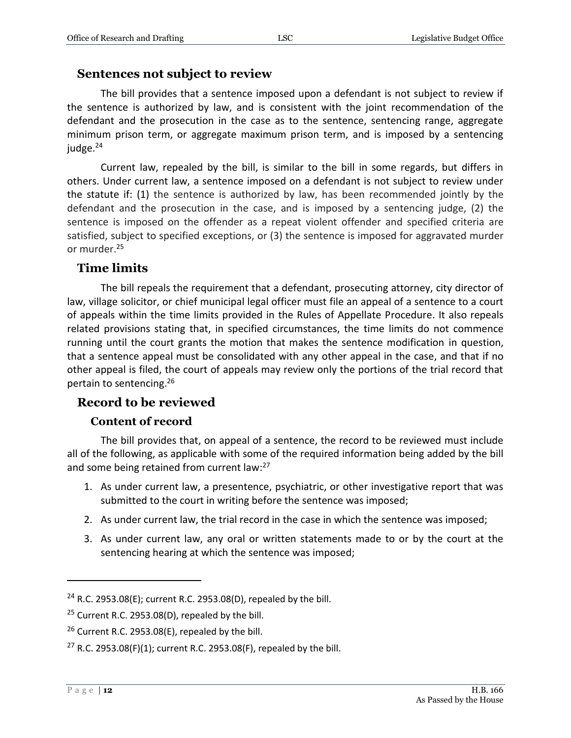## Sentences not subject to review

The bill provides that a sentence imposed upon a defendant is not subject to review if the sentence is authorized by law, and is consistent with the joint recommendation of the defendant and the prosecution in the case as to the sentence, sentencing range, aggregate minimum prison term, or aggregate maximum prison term, and is imposed by a sentencing judge.[24]

Current law, repealed by the bill, is similar to the bill in some regards, but differs in others. Under current law, a sentence imposed on a defendant is not subject to review under the statute if: (1) the sentence is authorized by law, has been recommended jointly by the defendant and the prosecution in the case, and is imposed by a sentencing judge, (2) the sentence is imposed on the offender as a repeat violent offender and specified criteria are satisfied, subject to specified exceptions, or (3) the sentence is imposed for aggravated murder or murder.[25]

## Time limits

The bill repeals the requirement that a defendant, prosecuting attorney, city director of law, village solicitor, or chief municipal legal officer must file an appeal of a sentence to a court of appeals within the time limits provided in the Rules of Appellate Procedure. It also repeals related provisions stating that, in specified circumstances, the time limits do not commence running until the court grants the motion that makes the sentence modification in question, that a sentence appeal must be consolidated with any other appeal in the case, and that if no other appeal is filed, the court of appeals may review only the portions of the trial record that pertain to sentencing.[26]

## Record to be reviewed

### Content of record

The bill provides that, on appeal of a sentence, the record to be reviewed must include all of the following, as applicable with some of the required information being added by the bill and some being retained from current law:[27]

1. As under current law, a presentence, psychiatric, or other investigative report that was submitted to the court in writing before the sentence was imposed;
2. As under current law, the trial record in the case in which the sentence was imposed;
3. As under current law, any oral or written statements made to or by the court at the sentencing hearing at which the sentence was imposed;

---

[24] R.C. 2953.08(E); current R.C. 2953.08(D), repealed by the bill.

[25] Current R.C. 2953.08(D), repealed by the bill.

[26] Current R.C. 2953.08(E), repealed by the bill.

[27] R.C. 2953.08(F)(1); current R.C. 2953.08(F), repealed by the bill.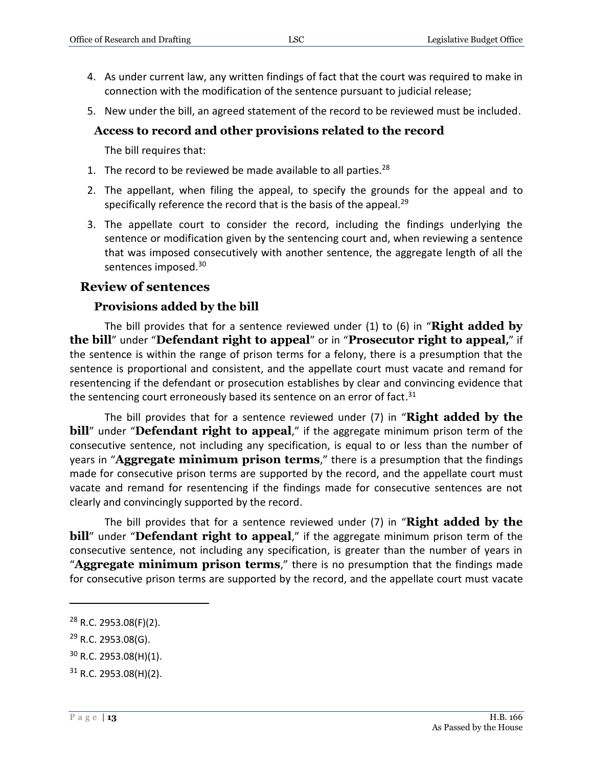4. As under current law, any written findings of fact that the court was required to make in connection with the modification of the sentence pursuant to judicial release;
5. New under the bill, an agreed statement of the record to be reviewed must be included.

### Access to record and other provisions related to the record

The bill requires that:

1. The record to be reviewed be made available to all parties.[28]
2. The appellant, when filing the appeal, to specify the grounds for the appeal and to specifically reference the record that is the basis of the appeal.[29]
3. The appellate court to consider the record, including the findings underlying the sentence or modification given by the sentencing court and, when reviewing a sentence that was imposed consecutively with another sentence, the aggregate length of all the sentences imposed.[30]

## Review of sentences

### Provisions added by the bill

The bill provides that for a sentence reviewed under (1) to (6) in "**Right added by the bill**" under "**Defendant right to appeal**" or in "**Prosecutor right to appeal,**" if the sentence is within the range of prison terms for a felony, there is a presumption that the sentence is proportional and consistent, and the appellate court must vacate and remand for resentencing if the defendant or prosecution establishes by clear and convincing evidence that the sentencing court erroneously based its sentence on an error of fact.[31]

The bill provides that for a sentence reviewed under (7) in "**Right added by the bill**" under "**Defendant right to appeal**," if the aggregate minimum prison term of the consecutive sentence, not including any specification, is equal to or less than the number of years in "**Aggregate minimum prison terms**," there is a presumption that the findings made for consecutive prison terms are supported by the record, and the appellate court must vacate and remand for resentencing if the findings made for consecutive sentences are not clearly and convincingly supported by the record.

The bill provides that for a sentence reviewed under (7) in "**Right added by the bill**" under "**Defendant right to appeal**," if the aggregate minimum prison term of the consecutive sentence, not including any specification, is greater than the number of years in "**Aggregate minimum prison terms**," there is no presumption that the findings made for consecutive prison terms are supported by the record, and the appellate court must vacate

---

[28] R.C. 2953.08(F)(2).

[29] R.C. 2953.08(G).

[30] R.C. 2953.08(H)(1).

[31] R.C. 2953.08(H)(2).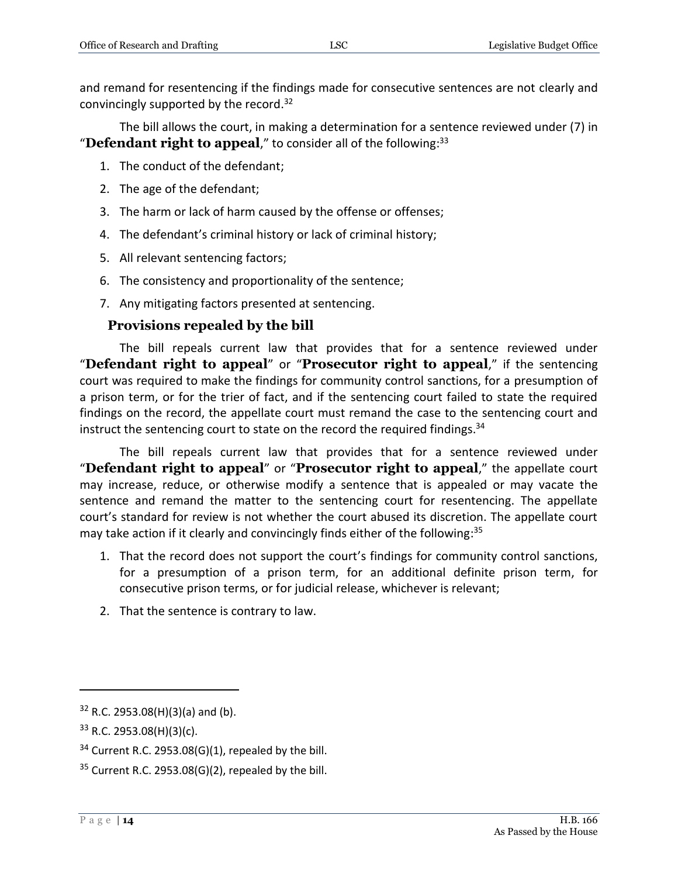and remand for resentencing if the findings made for consecutive sentences are not clearly and convincingly supported by the record.[32]

The bill allows the court, in making a determination for a sentence reviewed under (7) in "**Defendant right to appeal**," to consider all of the following:[33]

1. The conduct of the defendant;
2. The age of the defendant;
3. The harm or lack of harm caused by the offense or offenses;
4. The defendant's criminal history or lack of criminal history;
5. All relevant sentencing factors;
6. The consistency and proportionality of the sentence;
7. Any mitigating factors presented at sentencing.

### Provisions repealed by the bill

The bill repeals current law that provides that for a sentence reviewed under "**Defendant right to appeal**" or "**Prosecutor right to appeal**," if the sentencing court was required to make the findings for community control sanctions, for a presumption of a prison term, or for the trier of fact, and if the sentencing court failed to state the required findings on the record, the appellate court must remand the case to the sentencing court and instruct the sentencing court to state on the record the required findings.[34]

The bill repeals current law that provides that for a sentence reviewed under "**Defendant right to appeal**" or "**Prosecutor right to appeal**," the appellate court may increase, reduce, or otherwise modify a sentence that is appealed or may vacate the sentence and remand the matter to the sentencing court for resentencing. The appellate court's standard for review is not whether the court abused its discretion. The appellate court may take action if it clearly and convincingly finds either of the following:[35]

1. That the record does not support the court's findings for community control sanctions, for a presumption of a prison term, for an additional definite prison term, for consecutive prison terms, or for judicial release, whichever is relevant;
2. That the sentence is contrary to law.

---

[32] R.C. 2953.08(H)(3)(a) and (b).

[33] R.C. 2953.08(H)(3)(c).

[34] Current R.C. 2953.08(G)(1), repealed by the bill.

[35] Current R.C. 2953.08(G)(2), repealed by the bill.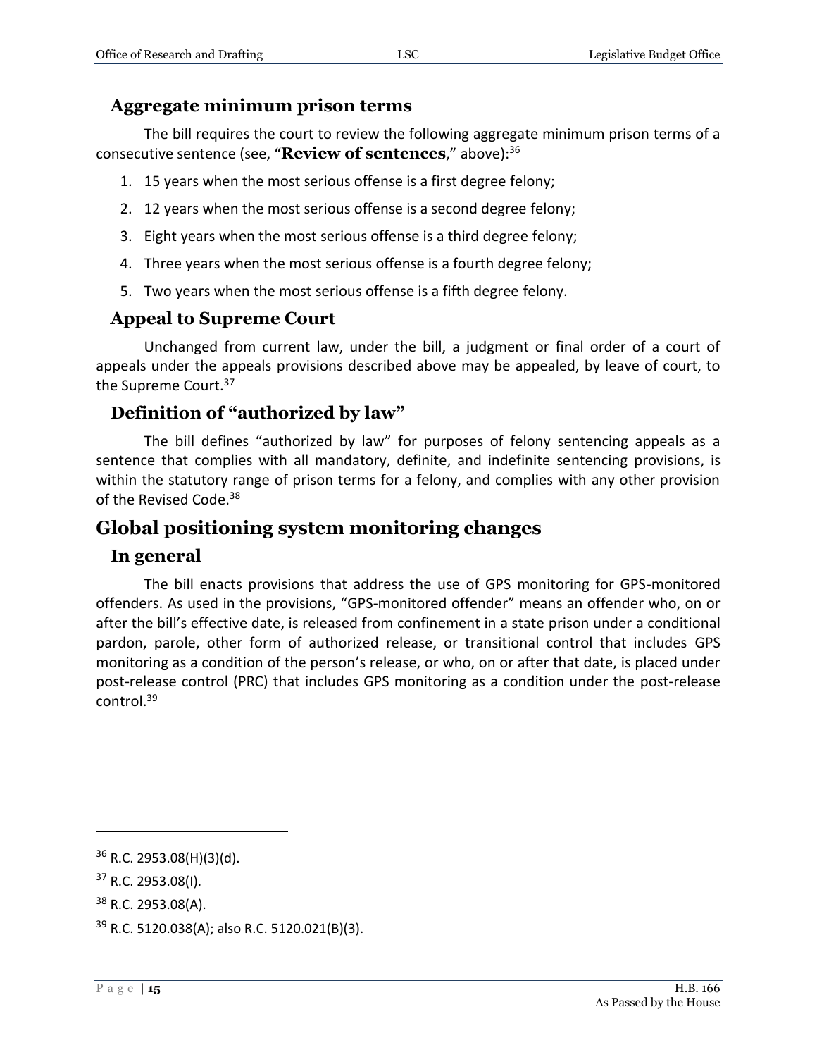### Aggregate minimum prison terms

The bill requires the court to review the following aggregate minimum prison terms of a consecutive sentence (see, "**Review of sentences**," above):[36]

1. 15 years when the most serious offense is a first degree felony;
2. 12 years when the most serious offense is a second degree felony;
3. Eight years when the most serious offense is a third degree felony;
4. Three years when the most serious offense is a fourth degree felony;
5. Two years when the most serious offense is a fifth degree felony.

### Appeal to Supreme Court

Unchanged from current law, under the bill, a judgment or final order of a court of appeals under the appeals provisions described above may be appealed, by leave of court, to the Supreme Court.[37]

### Definition of "authorized by law"

The bill defines "authorized by law" for purposes of felony sentencing appeals as a sentence that complies with all mandatory, definite, and indefinite sentencing provisions, is within the statutory range of prison terms for a felony, and complies with any other provision of the Revised Code.[38]

## Global positioning system monitoring changes

### In general

The bill enacts provisions that address the use of GPS monitoring for GPS-monitored offenders. As used in the provisions, "GPS-monitored offender" means an offender who, on or after the bill's effective date, is released from confinement in a state prison under a conditional pardon, parole, other form of authorized release, or transitional control that includes GPS monitoring as a condition of the person's release, or who, on or after that date, is placed under post-release control (PRC) that includes GPS monitoring as a condition under the post-release control.[39]

---

[36] R.C. 2953.08(H)(3)(d).

[37] R.C. 2953.08(I).

[38] R.C. 2953.08(A).

[39] R.C. 5120.038(A); also R.C. 5120.021(B)(3).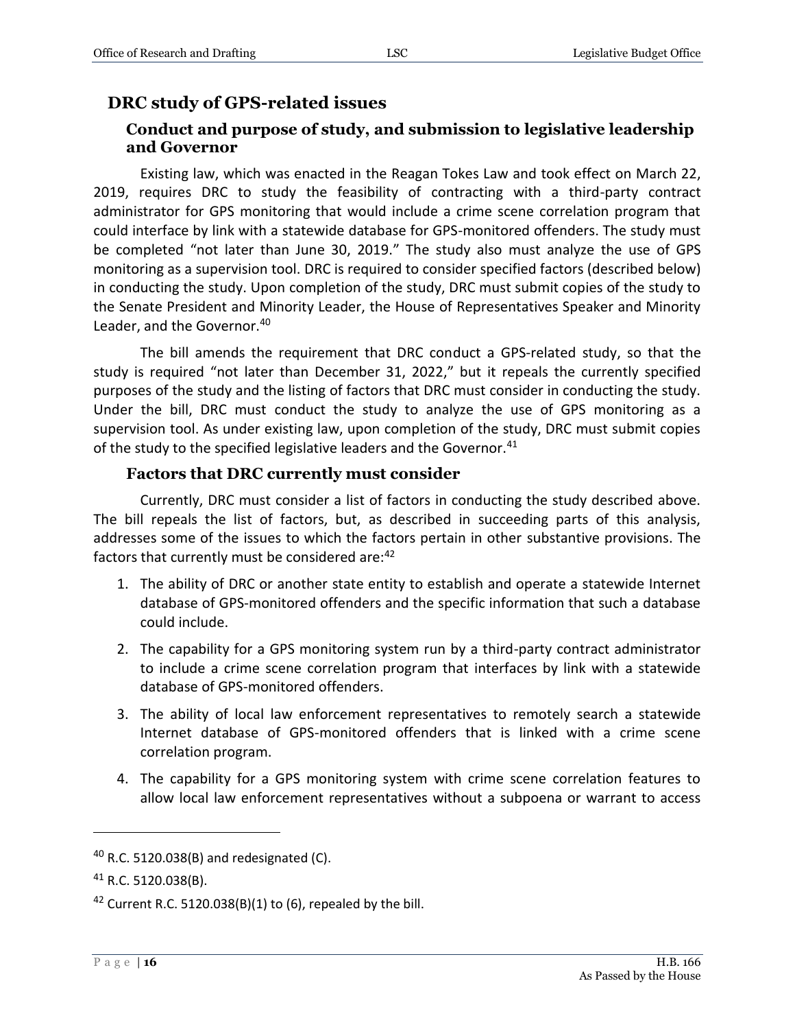## DRC study of GPS-related issues

### Conduct and purpose of study, and submission to legislative leadership and Governor

Existing law, which was enacted in the Reagan Tokes Law and took effect on March 22, 2019, requires DRC to study the feasibility of contracting with a third-party contract administrator for GPS monitoring that would include a crime scene correlation program that could interface by link with a statewide database for GPS-monitored offenders. The study must be completed "not later than June 30, 2019." The study also must analyze the use of GPS monitoring as a supervision tool. DRC is required to consider specified factors (described below) in conducting the study. Upon completion of the study, DRC must submit copies of the study to the Senate President and Minority Leader, the House of Representatives Speaker and Minority Leader, and the Governor.[40]

The bill amends the requirement that DRC conduct a GPS-related study, so that the study is required "not later than December 31, 2022," but it repeals the currently specified purposes of the study and the listing of factors that DRC must consider in conducting the study. Under the bill, DRC must conduct the study to analyze the use of GPS monitoring as a supervision tool. As under existing law, upon completion of the study, DRC must submit copies of the study to the specified legislative leaders and the Governor.[41]

### Factors that DRC currently must consider

Currently, DRC must consider a list of factors in conducting the study described above. The bill repeals the list of factors, but, as described in succeeding parts of this analysis, addresses some of the issues to which the factors pertain in other substantive provisions. The factors that currently must be considered are:[42]

1. The ability of DRC or another state entity to establish and operate a statewide Internet database of GPS-monitored offenders and the specific information that such a database could include.
2. The capability for a GPS monitoring system run by a third-party contract administrator to include a crime scene correlation program that interfaces by link with a statewide database of GPS-monitored offenders.
3. The ability of local law enforcement representatives to remotely search a statewide Internet database of GPS-monitored offenders that is linked with a crime scene correlation program.
4. The capability for a GPS monitoring system with crime scene correlation features to allow local law enforcement representatives without a subpoena or warrant to access

---

[40] R.C. 5120.038(B) and redesignated (C).

[41] R.C. 5120.038(B).

[42] Current R.C. 5120.038(B)(1) to (6), repealed by the bill.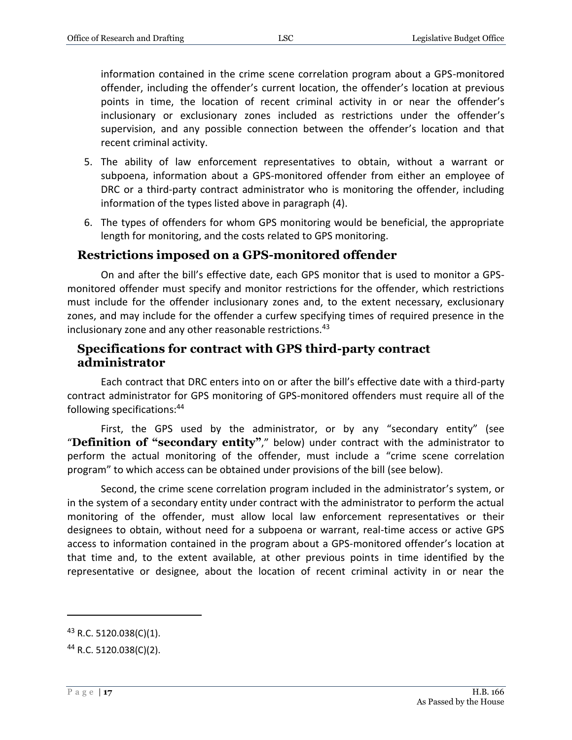information contained in the crime scene correlation program about a GPS-monitored offender, including the offender's current location, the offender's location at previous points in time, the location of recent criminal activity in or near the offender's inclusionary or exclusionary zones included as restrictions under the offender's supervision, and any possible connection between the offender's location and that recent criminal activity.

5. The ability of law enforcement representatives to obtain, without a warrant or subpoena, information about a GPS-monitored offender from either an employee of DRC or a third-party contract administrator who is monitoring the offender, including information of the types listed above in paragraph (4).
6. The types of offenders for whom GPS monitoring would be beneficial, the appropriate length for monitoring, and the costs related to GPS monitoring.

## Restrictions imposed on a GPS-monitored offender

On and after the bill's effective date, each GPS monitor that is used to monitor a GPS-monitored offender must specify and monitor restrictions for the offender, which restrictions must include for the offender inclusionary zones and, to the extent necessary, exclusionary zones, and may include for the offender a curfew specifying times of required presence in the inclusionary zone and any other reasonable restrictions.[43]

## Specifications for contract with GPS third-party contract administrator

Each contract that DRC enters into on or after the bill's effective date with a third-party contract administrator for GPS monitoring of GPS-monitored offenders must require all of the following specifications:[44]

First, the GPS used by the administrator, or by any "secondary entity" (see "**Definition of "secondary entity"**," below) under contract with the administrator to perform the actual monitoring of the offender, must include a "crime scene correlation program" to which access can be obtained under provisions of the bill (see below).

Second, the crime scene correlation program included in the administrator's system, or in the system of a secondary entity under contract with the administrator to perform the actual monitoring of the offender, must allow local law enforcement representatives or their designees to obtain, without need for a subpoena or warrant, real-time access or active GPS access to information contained in the program about a GPS-monitored offender's location at that time and, to the extent available, at other previous points in time identified by the representative or designee, about the location of recent criminal activity in or near the

---

[43] R.C. 5120.038(C)(1).

[44] R.C. 5120.038(C)(2).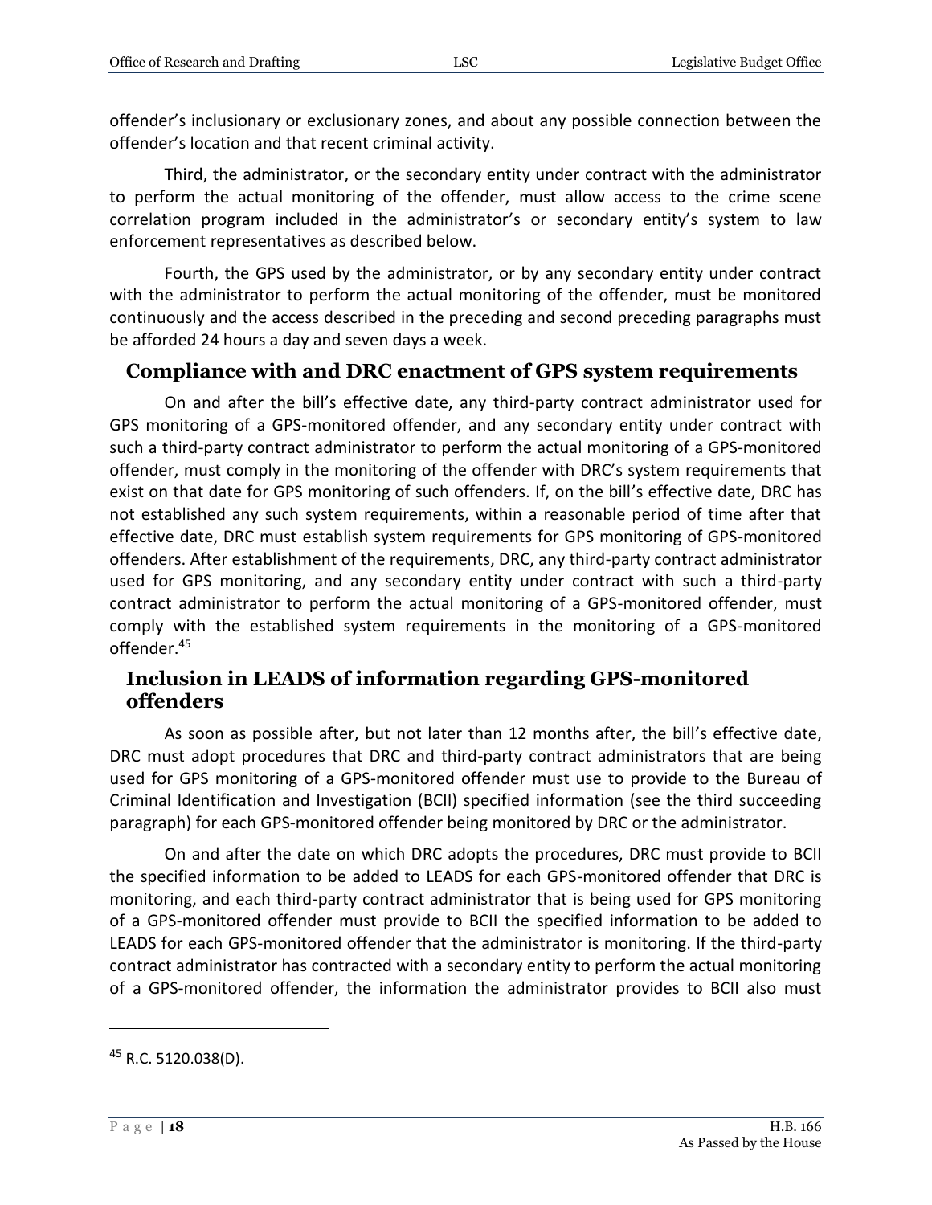offender's inclusionary or exclusionary zones, and about any possible connection between the offender's location and that recent criminal activity.

Third, the administrator, or the secondary entity under contract with the administrator to perform the actual monitoring of the offender, must allow access to the crime scene correlation program included in the administrator's or secondary entity's system to law enforcement representatives as described below.

Fourth, the GPS used by the administrator, or by any secondary entity under contract with the administrator to perform the actual monitoring of the offender, must be monitored continuously and the access described in the preceding and second preceding paragraphs must be afforded 24 hours a day and seven days a week.

## Compliance with and DRC enactment of GPS system requirements

On and after the bill's effective date, any third-party contract administrator used for GPS monitoring of a GPS-monitored offender, and any secondary entity under contract with such a third-party contract administrator to perform the actual monitoring of a GPS-monitored offender, must comply in the monitoring of the offender with DRC's system requirements that exist on that date for GPS monitoring of such offenders. If, on the bill's effective date, DRC has not established any such system requirements, within a reasonable period of time after that effective date, DRC must establish system requirements for GPS monitoring of GPS-monitored offenders. After establishment of the requirements, DRC, any third-party contract administrator used for GPS monitoring, and any secondary entity under contract with such a third-party contract administrator to perform the actual monitoring of a GPS-monitored offender, must comply with the established system requirements in the monitoring of a GPS-monitored offender.[45]

## Inclusion in LEADS of information regarding GPS-monitored offenders

As soon as possible after, but not later than 12 months after, the bill's effective date, DRC must adopt procedures that DRC and third-party contract administrators that are being used for GPS monitoring of a GPS-monitored offender must use to provide to the Bureau of Criminal Identification and Investigation (BCII) specified information (see the third succeeding paragraph) for each GPS-monitored offender being monitored by DRC or the administrator.

On and after the date on which DRC adopts the procedures, DRC must provide to BCII the specified information to be added to LEADS for each GPS-monitored offender that DRC is monitoring, and each third-party contract administrator that is being used for GPS monitoring of a GPS-monitored offender must provide to BCII the specified information to be added to LEADS for each GPS-monitored offender that the administrator is monitoring. If the third-party contract administrator has contracted with a secondary entity to perform the actual monitoring of a GPS-monitored offender, the information the administrator provides to BCII also must

---

[45] R.C. 5120.038(D).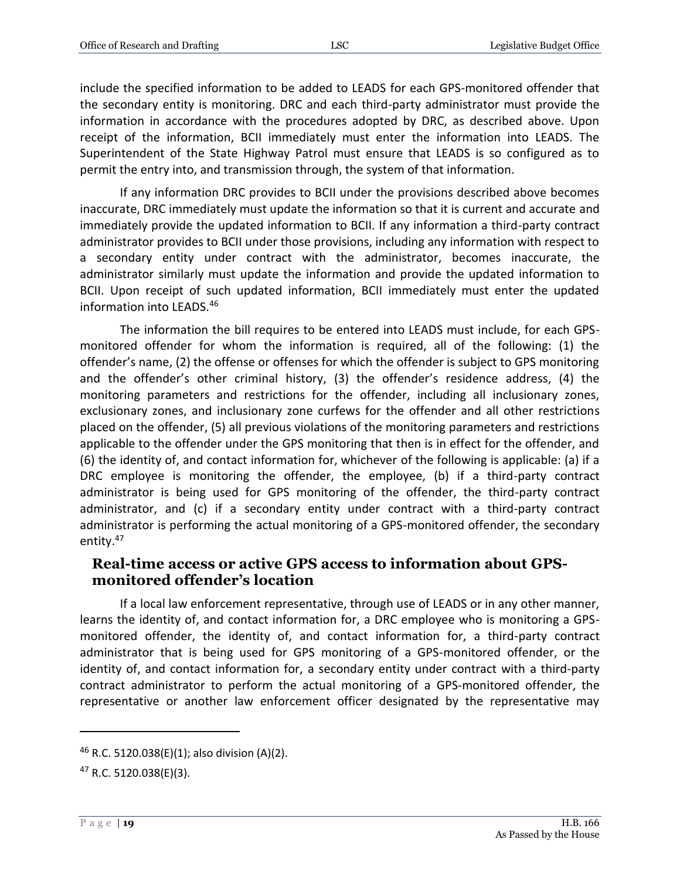include the specified information to be added to LEADS for each GPS-monitored offender that the secondary entity is monitoring. DRC and each third-party administrator must provide the information in accordance with the procedures adopted by DRC, as described above. Upon receipt of the information, BCII immediately must enter the information into LEADS. The Superintendent of the State Highway Patrol must ensure that LEADS is so configured as to permit the entry into, and transmission through, the system of that information.

If any information DRC provides to BCII under the provisions described above becomes inaccurate, DRC immediately must update the information so that it is current and accurate and immediately provide the updated information to BCII. If any information a third-party contract administrator provides to BCII under those provisions, including any information with respect to a secondary entity under contract with the administrator, becomes inaccurate, the administrator similarly must update the information and provide the updated information to BCII. Upon receipt of such updated information, BCII immediately must enter the updated information into LEADS.[46]

The information the bill requires to be entered into LEADS must include, for each GPS-monitored offender for whom the information is required, all of the following: (1) the offender's name, (2) the offense or offenses for which the offender is subject to GPS monitoring and the offender's other criminal history, (3) the offender's residence address, (4) the monitoring parameters and restrictions for the offender, including all inclusionary zones, exclusionary zones, and inclusionary zone curfews for the offender and all other restrictions placed on the offender, (5) all previous violations of the monitoring parameters and restrictions applicable to the offender under the GPS monitoring that then is in effect for the offender, and (6) the identity of, and contact information for, whichever of the following is applicable: (a) if a DRC employee is monitoring the offender, the employee, (b) if a third-party contract administrator is being used for GPS monitoring of the offender, the third-party contract administrator, and (c) if a secondary entity under contract with a third-party contract administrator is performing the actual monitoring of a GPS-monitored offender, the secondary entity.[47]

### Real-time access or active GPS access to information about GPS-monitored offender's location

If a local law enforcement representative, through use of LEADS or in any other manner, learns the identity of, and contact information for, a DRC employee who is monitoring a GPS-monitored offender, the identity of, and contact information for, a third-party contract administrator that is being used for GPS monitoring of a GPS-monitored offender, or the identity of, and contact information for, a secondary entity under contract with a third-party contract administrator to perform the actual monitoring of a GPS-monitored offender, the representative or another law enforcement officer designated by the representative may

---

[46] R.C. 5120.038(E)(1); also division (A)(2).

[47] R.C. 5120.038(E)(3).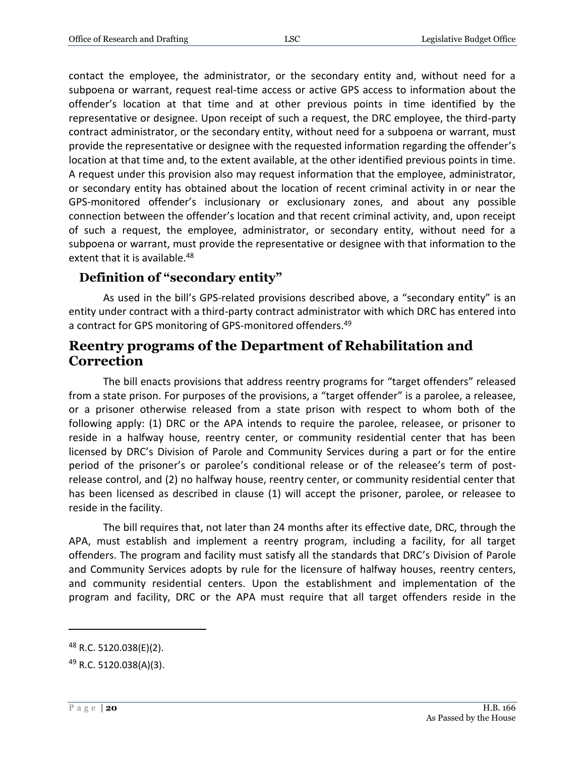contact the employee, the administrator, or the secondary entity and, without need for a subpoena or warrant, request real-time access or active GPS access to information about the offender's location at that time and at other previous points in time identified by the representative or designee. Upon receipt of such a request, the DRC employee, the third-party contract administrator, or the secondary entity, without need for a subpoena or warrant, must provide the representative or designee with the requested information regarding the offender's location at that time and, to the extent available, at the other identified previous points in time. A request under this provision also may request information that the employee, administrator, or secondary entity has obtained about the location of recent criminal activity in or near the GPS-monitored offender's inclusionary or exclusionary zones, and about any possible connection between the offender's location and that recent criminal activity, and, upon receipt of such a request, the employee, administrator, or secondary entity, without need for a subpoena or warrant, must provide the representative or designee with that information to the extent that it is available.[48]

### Definition of "secondary entity"

As used in the bill's GPS-related provisions described above, a "secondary entity" is an entity under contract with a third-party contract administrator with which DRC has entered into a contract for GPS monitoring of GPS-monitored offenders.[49]

## Reentry programs of the Department of Rehabilitation and Correction

The bill enacts provisions that address reentry programs for "target offenders" released from a state prison. For purposes of the provisions, a "target offender" is a parolee, a releasee, or a prisoner otherwise released from a state prison with respect to whom both of the following apply: (1) DRC or the APA intends to require the parolee, releasee, or prisoner to reside in a halfway house, reentry center, or community residential center that has been licensed by DRC's Division of Parole and Community Services during a part or for the entire period of the prisoner's or parolee's conditional release or of the releasee's term of post-release control, and (2) no halfway house, reentry center, or community residential center that has been licensed as described in clause (1) will accept the prisoner, parolee, or releasee to reside in the facility.

The bill requires that, not later than 24 months after its effective date, DRC, through the APA, must establish and implement a reentry program, including a facility, for all target offenders. The program and facility must satisfy all the standards that DRC's Division of Parole and Community Services adopts by rule for the licensure of halfway houses, reentry centers, and community residential centers. Upon the establishment and implementation of the program and facility, DRC or the APA must require that all target offenders reside in the

---

[48] R.C. 5120.038(E)(2).

[49] R.C. 5120.038(A)(3).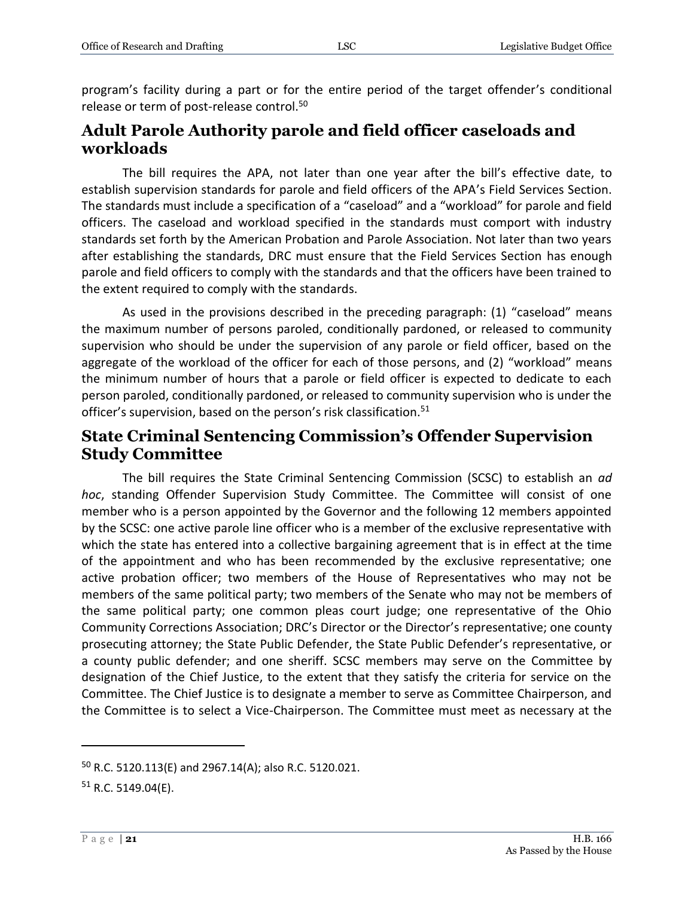program's facility during a part or for the entire period of the target offender's conditional release or term of post-release control.[50]

## Adult Parole Authority parole and field officer caseloads and workloads

The bill requires the APA, not later than one year after the bill's effective date, to establish supervision standards for parole and field officers of the APA's Field Services Section. The standards must include a specification of a "caseload" and a "workload" for parole and field officers. The caseload and workload specified in the standards must comport with industry standards set forth by the American Probation and Parole Association. Not later than two years after establishing the standards, DRC must ensure that the Field Services Section has enough parole and field officers to comply with the standards and that the officers have been trained to the extent required to comply with the standards.

As used in the provisions described in the preceding paragraph: (1) "caseload" means the maximum number of persons paroled, conditionally pardoned, or released to community supervision who should be under the supervision of any parole or field officer, based on the aggregate of the workload of the officer for each of those persons, and (2) "workload" means the minimum number of hours that a parole or field officer is expected to dedicate to each person paroled, conditionally pardoned, or released to community supervision who is under the officer's supervision, based on the person's risk classification.[51]

## State Criminal Sentencing Commission's Offender Supervision Study Committee

The bill requires the State Criminal Sentencing Commission (SCSC) to establish an *ad hoc*, standing Offender Supervision Study Committee. The Committee will consist of one member who is a person appointed by the Governor and the following 12 members appointed by the SCSC: one active parole line officer who is a member of the exclusive representative with which the state has entered into a collective bargaining agreement that is in effect at the time of the appointment and who has been recommended by the exclusive representative; one active probation officer; two members of the House of Representatives who may not be members of the same political party; two members of the Senate who may not be members of the same political party; one common pleas court judge; one representative of the Ohio Community Corrections Association; DRC's Director or the Director's representative; one county prosecuting attorney; the State Public Defender, the State Public Defender's representative, or a county public defender; and one sheriff. SCSC members may serve on the Committee by designation of the Chief Justice, to the extent that they satisfy the criteria for service on the Committee. The Chief Justice is to designate a member to serve as Committee Chairperson, and the Committee is to select a Vice-Chairperson. The Committee must meet as necessary at the

---

[50] R.C. 5120.113(E) and 2967.14(A); also R.C. 5120.021.

[51] R.C. 5149.04(E).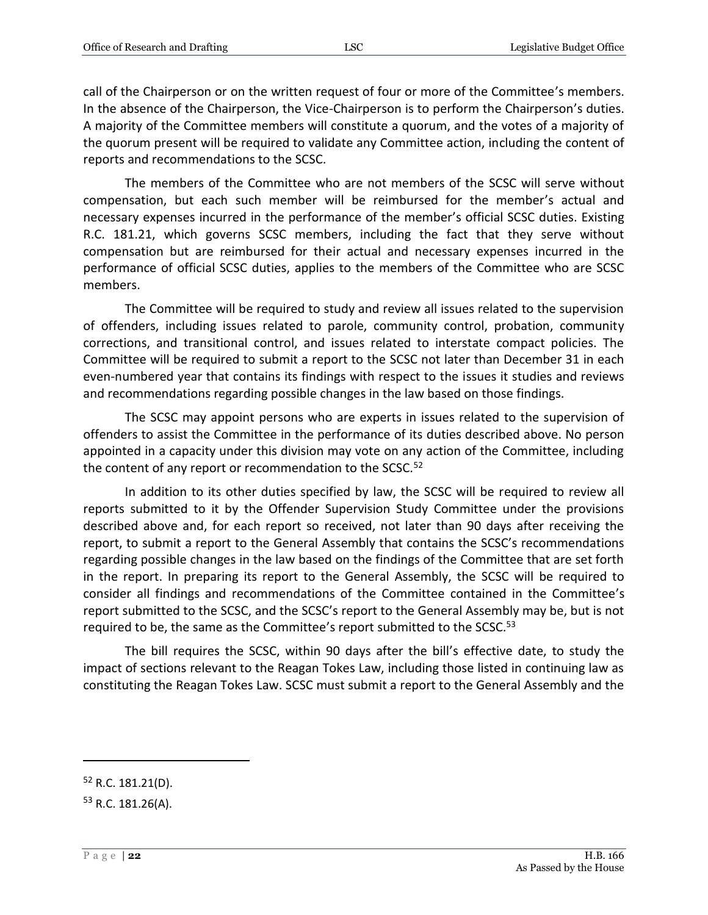call of the Chairperson or on the written request of four or more of the Committee's members. In the absence of the Chairperson, the Vice-Chairperson is to perform the Chairperson's duties. A majority of the Committee members will constitute a quorum, and the votes of a majority of the quorum present will be required to validate any Committee action, including the content of reports and recommendations to the SCSC.

The members of the Committee who are not members of the SCSC will serve without compensation, but each such member will be reimbursed for the member's actual and necessary expenses incurred in the performance of the member's official SCSC duties. Existing R.C. 181.21, which governs SCSC members, including the fact that they serve without compensation but are reimbursed for their actual and necessary expenses incurred in the performance of official SCSC duties, applies to the members of the Committee who are SCSC members.

The Committee will be required to study and review all issues related to the supervision of offenders, including issues related to parole, community control, probation, community corrections, and transitional control, and issues related to interstate compact policies. The Committee will be required to submit a report to the SCSC not later than December 31 in each even-numbered year that contains its findings with respect to the issues it studies and reviews and recommendations regarding possible changes in the law based on those findings.

The SCSC may appoint persons who are experts in issues related to the supervision of offenders to assist the Committee in the performance of its duties described above. No person appointed in a capacity under this division may vote on any action of the Committee, including the content of any report or recommendation to the SCSC.[52]

In addition to its other duties specified by law, the SCSC will be required to review all reports submitted to it by the Offender Supervision Study Committee under the provisions described above and, for each report so received, not later than 90 days after receiving the report, to submit a report to the General Assembly that contains the SCSC's recommendations regarding possible changes in the law based on the findings of the Committee that are set forth in the report. In preparing its report to the General Assembly, the SCSC will be required to consider all findings and recommendations of the Committee contained in the Committee's report submitted to the SCSC, and the SCSC's report to the General Assembly may be, but is not required to be, the same as the Committee's report submitted to the SCSC.[53]

The bill requires the SCSC, within 90 days after the bill's effective date, to study the impact of sections relevant to the Reagan Tokes Law, including those listed in continuing law as constituting the Reagan Tokes Law. SCSC must submit a report to the General Assembly and the

---

[52] R.C. 181.21(D).

[53] R.C. 181.26(A).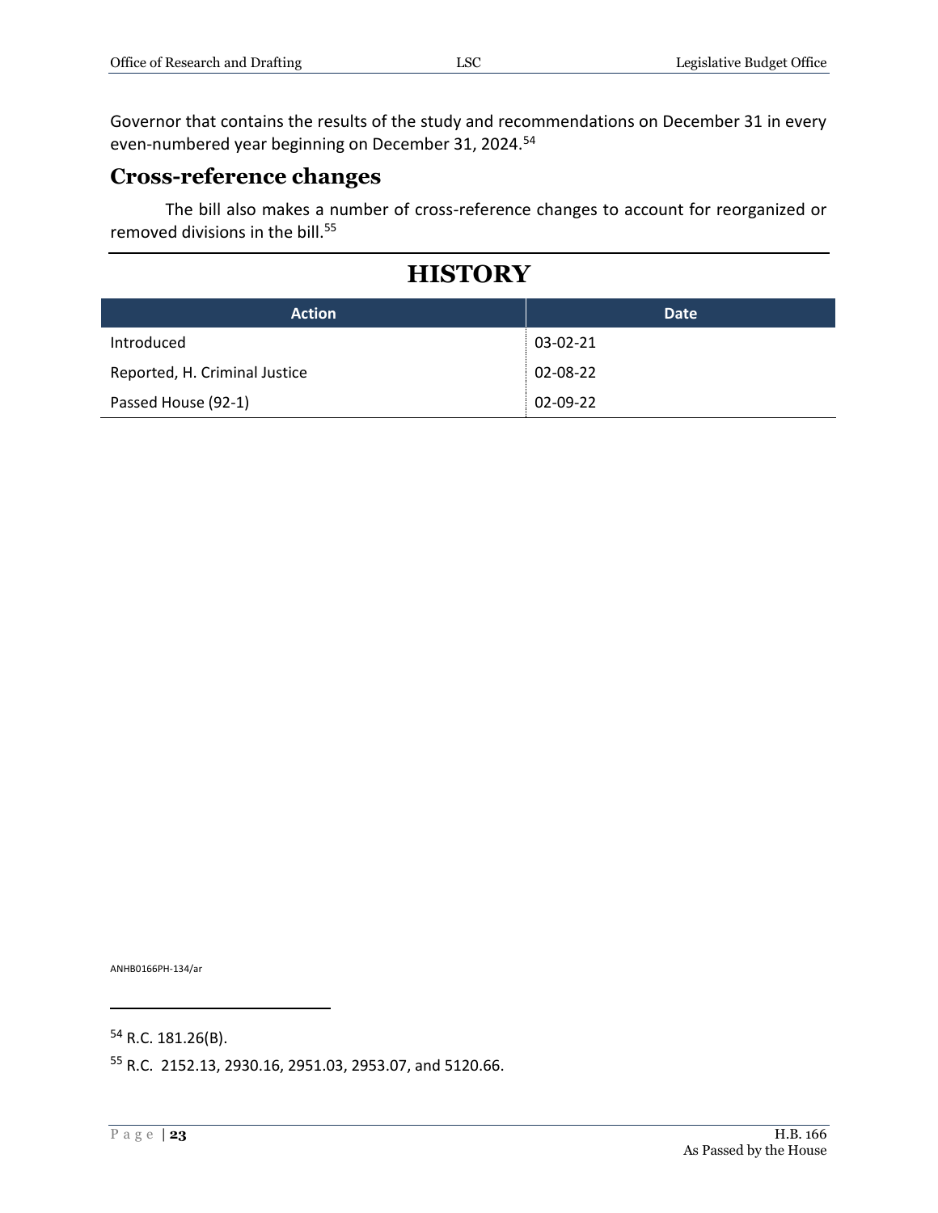Governor that contains the results of the study and recommendations on December 31 in every even-numbered year beginning on December 31, 2024.[54]

## Cross-reference changes

The bill also makes a number of cross-reference changes to account for reorganized or removed divisions in the bill.[55]

# HISTORY

| Action | Date |
| --- | --- |
| Introduced | 03-02-21 |
| Reported, H. Criminal Justice | 02-08-22 |
| Passed House (92-1) | 02-09-22 |

ANHB0166PH-134/ar

[54] R.C. 181.26(B).

[55] R.C. 2152.13, 2930.16, 2951.03, 2953.07, and 5120.66.